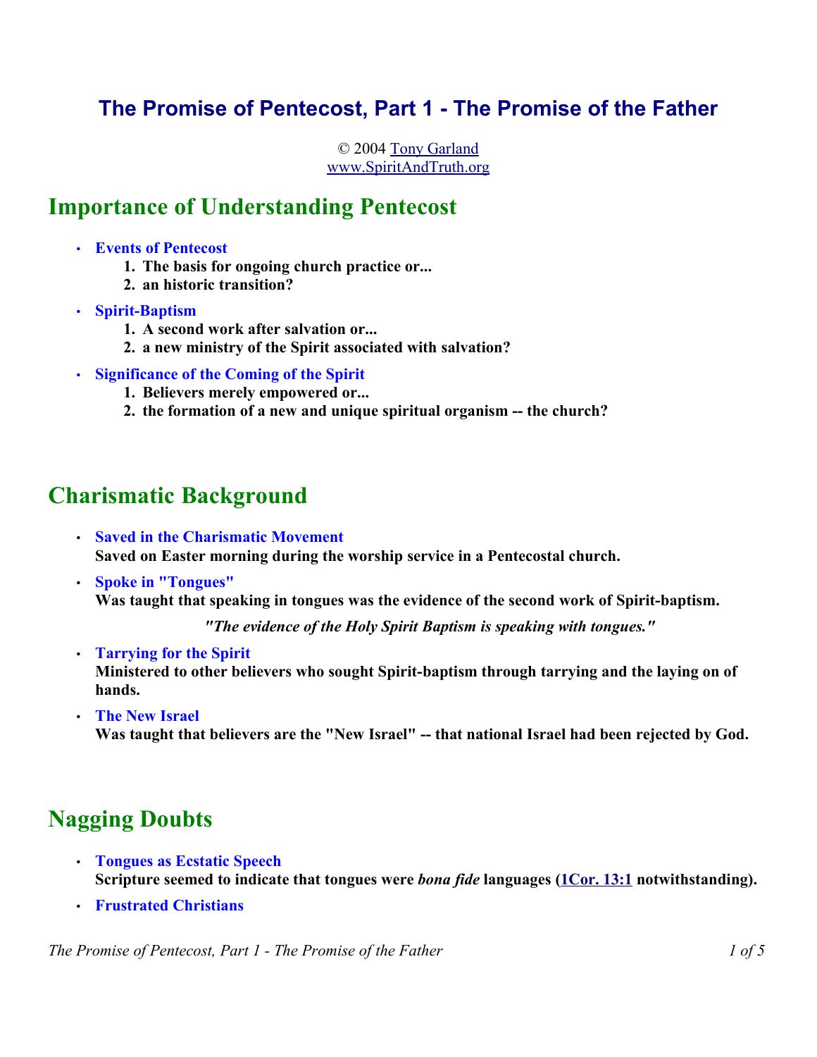# The Promise of Pentecost, Part 1 - The Promise of the Father

© 2004 Tony Garland
www.SpiritAndTruth.org

## Importance of Understanding Pentecost

- **Events of Pentecost**
  1. **The basis for ongoing church practice or...**
  2. **an historic transition?**
- **Spirit-Baptism**
  1. **A second work after salvation or...**
  2. **a new ministry of the Spirit associated with salvation?**
- **Significance of the Coming of the Spirit**
  1. **Believers merely empowered or...**
  2. **the formation of a new and unique spiritual organism -- the church?**

## Charismatic Background

- **Saved in the Charismatic Movement**
  **Saved on Easter morning during the worship service in a Pentecostal church.**
- **Spoke in "Tongues"**
  **Was taught that speaking in tongues was the evidence of the second work of Spirit-baptism.**

  ***"The evidence of the Holy Spirit Baptism is speaking with tongues."***

- **Tarrying for the Spirit**
  **Ministered to other believers who sought Spirit-baptism through tarrying and the laying on of hands.**
- **The New Israel**
  **Was taught that believers are the "New Israel" -- that national Israel had been rejected by God.**

## Nagging Doubts

- **Tongues as Ecstatic Speech**
  **Scripture seemed to indicate that tongues were *bona fide* languages (1Cor. 13:1 notwithstanding).**
- **Frustrated Christians**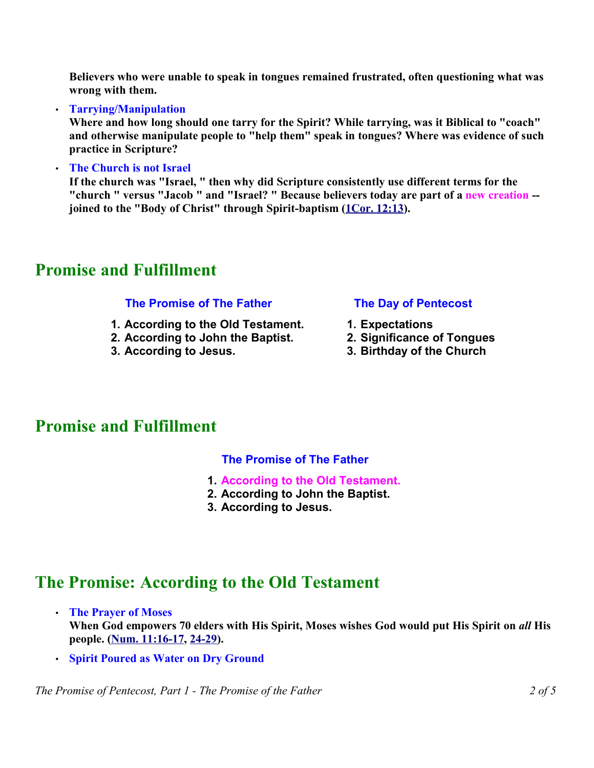**Believers who were unable to speak in tongues remained frustrated, often questioning what was wrong with them.**

- **Tarrying/Manipulation**
  **Where and how long should one tarry for the Spirit? While tarrying, was it Biblical to "coach" and otherwise manipulate people to "help them" speak in tongues? Where was evidence of such practice in Scripture?**

- **The Church is not Israel**
  **If the church was "Israel, " then why did Scripture consistently use different terms for the "church " versus "Jacob " and "Israel? " Because believers today are part of a new creation -- joined to the "Body of Christ" through Spirit-baptism (1Cor. 12:13).**

## Promise and Fulfillment

**The Promise of The Father**

1. **According to the Old Testament.**
2. **According to John the Baptist.**
3. **According to Jesus.**

**The Day of Pentecost**

1. **Expectations**
2. **Significance of Tongues**
3. **Birthday of the Church**

## Promise and Fulfillment

**The Promise of The Father**

1. **According to the Old Testament.**
2. **According to John the Baptist.**
3. **According to Jesus.**

## The Promise: According to the Old Testament

- **The Prayer of Moses**
  **When God empowers 70 elders with His Spirit, Moses wishes God would put His Spirit on *all* His people. (Num. 11:16-17, 24-29).**

- **Spirit Poured as Water on Dry Ground**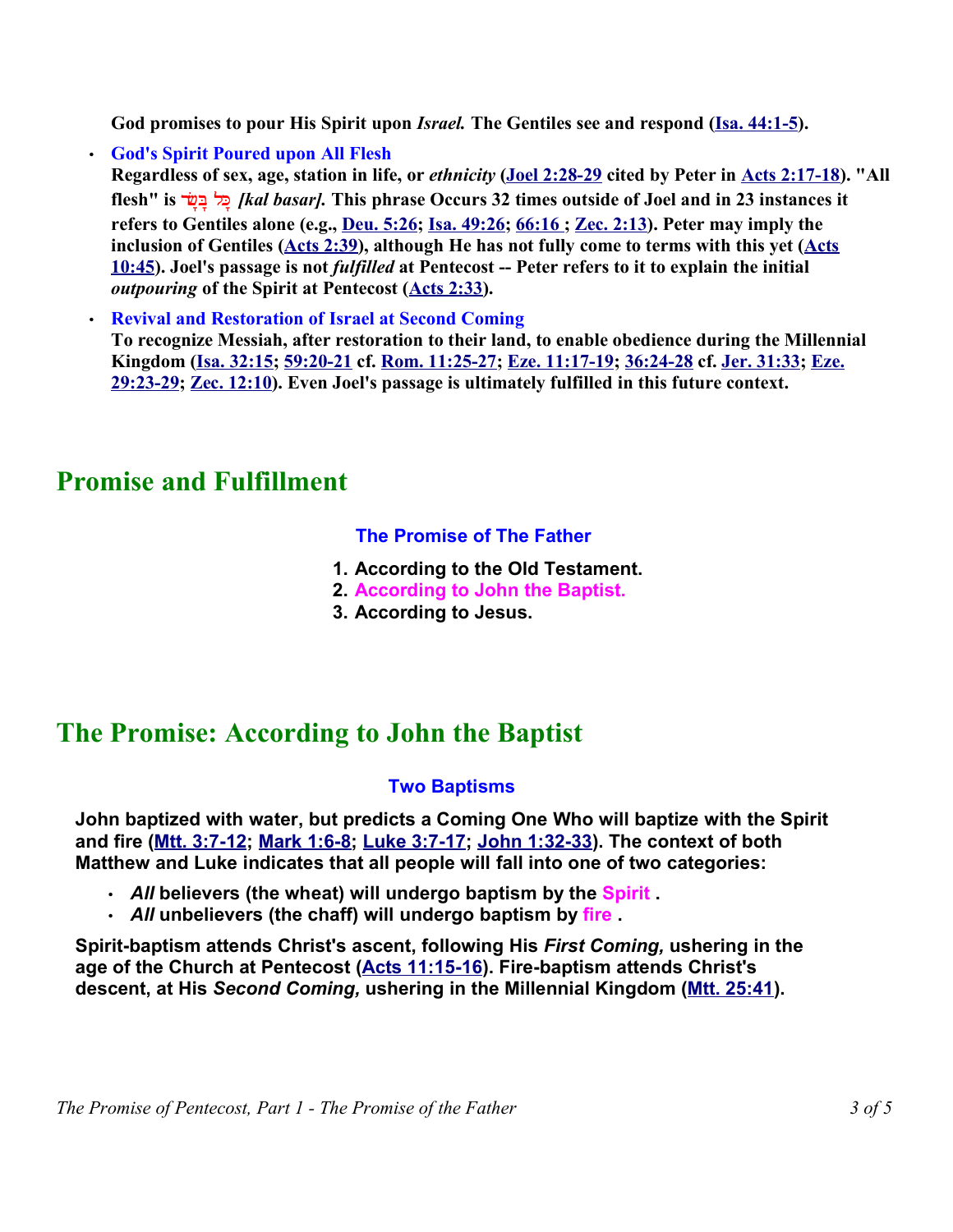**God promises to pour His Spirit upon *Israel.* The Gentiles see and respond (Isa. 44:1-5).**

- **God's Spirit Poured upon All Flesh**
  **Regardless of sex, age, station in life, or *ethnicity* (Joel 2:28-29 cited by Peter in Acts 2:17-18). "All flesh" is כָּל בָּשָׂר *[kal basar].* This phrase Occurs 32 times outside of Joel and in 23 instances it refers to Gentiles alone (e.g., Deu. 5:26; Isa. 49:26; 66:16 ; Zec. 2:13). Peter may imply the inclusion of Gentiles (Acts 2:39), although He has not fully come to terms with this yet (Acts 10:45). Joel's passage is not *fulfilled* at Pentecost -- Peter refers to it to explain the initial *outpouring* of the Spirit at Pentecost (Acts 2:33).**
- **Revival and Restoration of Israel at Second Coming**
  **To recognize Messiah, after restoration to their land, to enable obedience during the Millennial Kingdom (Isa. 32:15; 59:20-21 cf. Rom. 11:25-27; Eze. 11:17-19; 36:24-28 cf. Jer. 31:33; Eze. 29:23-29; Zec. 12:10). Even Joel's passage is ultimately fulfilled in this future context.**

## Promise and Fulfillment

### The Promise of The Father

1. **According to the Old Testament.**
2. **According to John the Baptist.**
3. **According to Jesus.**

## The Promise: According to John the Baptist

### Two Baptisms

**John baptized with water, but predicts a Coming One Who will baptize with the Spirit and fire (Mtt. 3:7-12; Mark 1:6-8; Luke 3:7-17; John 1:32-33). The context of both Matthew and Luke indicates that all people will fall into one of two categories:**

- ***All* believers (the wheat) will undergo baptism by the Spirit .**
- ***All* unbelievers (the chaff) will undergo baptism by fire .**

**Spirit-baptism attends Christ's ascent, following His *First Coming,* ushering in the age of the Church at Pentecost (Acts 11:15-16). Fire-baptism attends Christ's descent, at His *Second Coming,* ushering in the Millennial Kingdom (Mtt. 25:41).**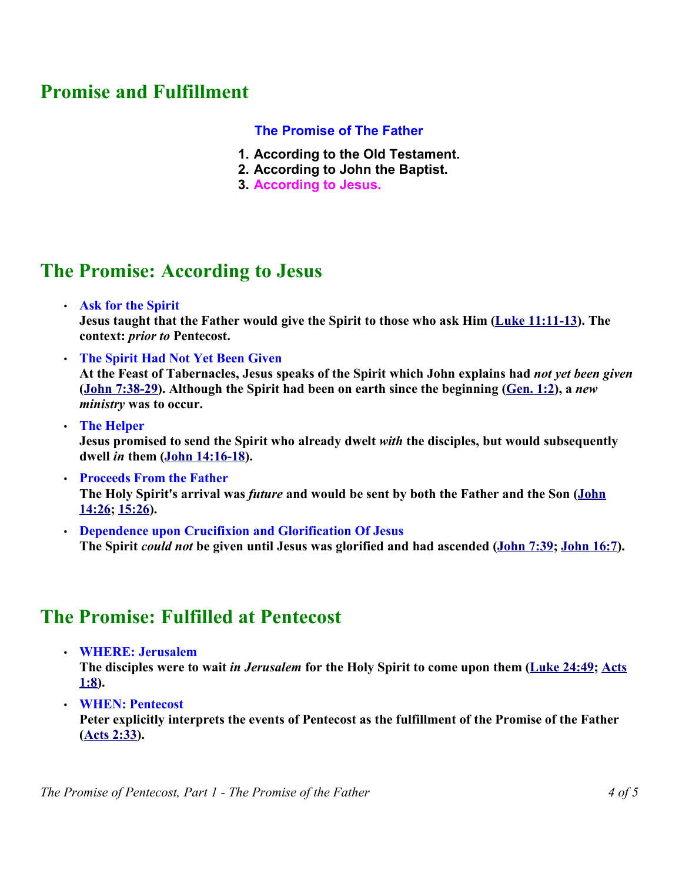## Promise and Fulfillment

**The Promise of The Father**

1. **According to the Old Testament.**
2. **According to John the Baptist.**
3. **According to Jesus.**

## The Promise: According to Jesus

- **Ask for the Spirit**
  **Jesus taught that the Father would give the Spirit to those who ask Him (Luke 11:11-13). The context: *prior to* Pentecost.**
- **The Spirit Had Not Yet Been Given**
  **At the Feast of Tabernacles, Jesus speaks of the Spirit which John explains had *not yet been given* (John 7:38-29). Although the Spirit had been on earth since the beginning (Gen. 1:2), a *new ministry* was to occur.**
- **The Helper**
  **Jesus promised to send the Spirit who already dwelt *with* the disciples, but would subsequently dwell *in* them (John 14:16-18).**
- **Proceeds From the Father**
  **The Holy Spirit's arrival was *future* and would be sent by both the Father and the Son (John 14:26; 15:26).**
- **Dependence upon Crucifixion and Glorification Of Jesus**
  **The Spirit *could not* be given until Jesus was glorified and had ascended (John 7:39; John 16:7).**

## The Promise: Fulfilled at Pentecost

- **WHERE: Jerusalem**
  **The disciples were to wait *in Jerusalem* for the Holy Spirit to come upon them (Luke 24:49; Acts 1:8).**
- **WHEN: Pentecost**
  **Peter explicitly interprets the events of Pentecost as the fulfillment of the Promise of the Father (Acts 2:33).**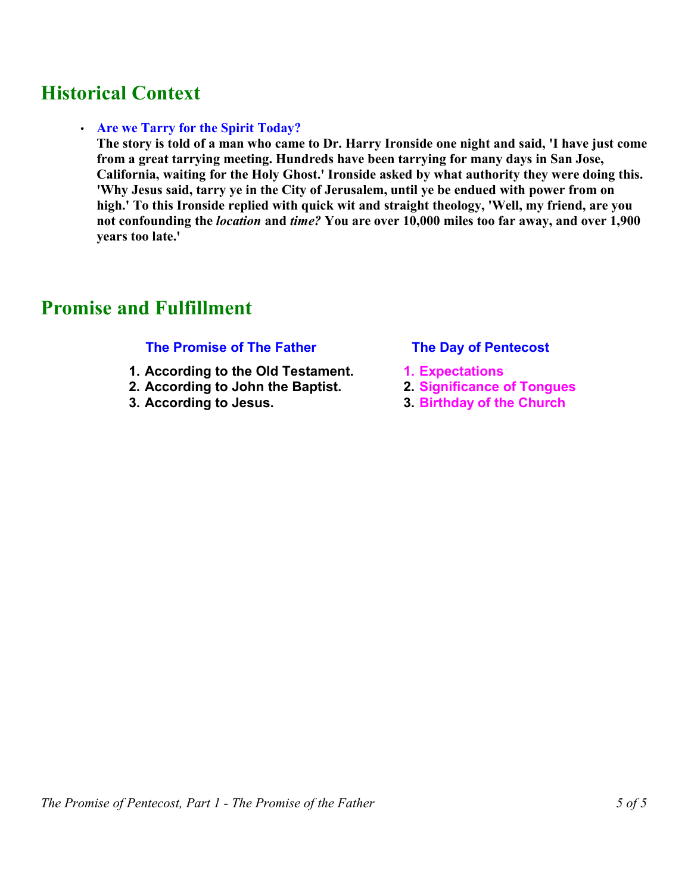## Historical Context

- **Are we Tarry for the Spirit Today?**
  **The story is told of a man who came to Dr. Harry Ironside one night and said, 'I have just come from a great tarrying meeting. Hundreds have been tarrying for many days in San Jose, California, waiting for the Holy Ghost.' Ironside asked by what authority they were doing this. 'Why Jesus said, tarry ye in the City of Jerusalem, until ye be endued with power from on high.' To this Ironside replied with quick wit and straight theology, 'Well, my friend, are you not confounding the *location* and *time?* You are over 10,000 miles too far away, and over 1,900 years too late.'**

## Promise and Fulfillment

### The Promise of The Father

1. **According to the Old Testament.**
2. **According to John the Baptist.**
3. **According to Jesus.**

### The Day of Pentecost

1. **Expectations**
2. **Significance of Tongues**
3. **Birthday of the Church**